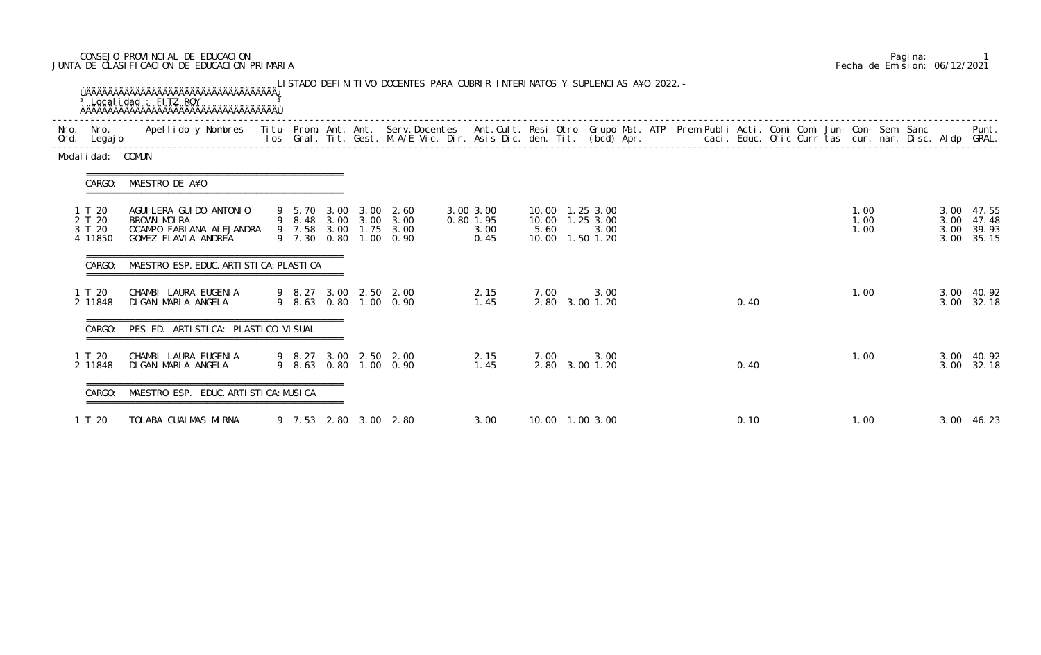CONSEJO PROVINCIAL DE EDUCACION
JUNTA DE CLASIFICACION DE EDUCACION PRIMARIA

Pagina: 1
Fecha de Emision: 06/12/2021

LISTADO DEFINITIVO DOCENTES PARA CUBRIR INTERINATOS Y SUPLENCIAS A¥O 2022.-

Localidad : FITZ ROY

Modalidad: COMUN

| Nro. Ord. | Nro. Legajo | Apellido y Nombres | Titulos | Prom. Gral. | Ant. Tit. | Ant. Gest. | Serv. Docentes M.A/E Vic. Dir. | Ant. Cult. Asis Dic. | Resi den. | Otro Tit. | Grupo Mat. (bcd) | ATP Apr. | Prem | Publi caci. | Acti. Educ. | Comi Ofic | Comi Curr | Jun- tas | Con- cur. | Semi nar. | Sanc Disc. | Aldp | Punt. GRAL. |
|---|---|---|---|---|---|---|---|---|---|---|---|---|---|---|---|---|---|---|---|---|---|---|---|
| **CARGO: MAESTRO DE A¥O** | | | | | | | | | | | | | | | | | | | | | | | |
| 1 | T 20 | AGUILERA GUIDO ANTONIO | 9 | 5.70 | 3.00 | 3.00 | 2.60 | 3.00 3.00 | 10.00 | 1.25 | 3.00 | | | | | | | | 1.00 | | | 3.00 | 47.55 |
| 2 | T 20 | BROWN MOIRA | 9 | 8.48 | 3.00 | 3.00 | 3.00 | 0.80 1.95 | 10.00 | 1.25 | 3.00 | | | | | | | | 1.00 | | | 3.00 | 47.48 |
| 3 | T 20 | OCAMPO FABIANA ALEJANDRA | 9 | 7.58 | 3.00 | 1.75 | 3.00 | 3.00 | 5.60 | | 3.00 | | | | | | | | 1.00 | | | 3.00 | 39.93 |
| 4 | 11850 | GOMEZ FLAVIA ANDREA | 9 | 7.30 | 0.80 | 1.00 | 0.90 | 0.45 | 10.00 | 1.50 | 1.20 | | | | | | | | | | | 3.00 | 35.15 |
| **CARGO: MAESTRO ESP. EDUC. ARTISTICA: PLASTICA** | | | | | | | | | | | | | | | | | | | | | | | |
| 1 | T 20 | CHAMBI LAURA EUGENIA | 9 | 8.27 | 3.00 | 2.50 | 2.00 | 2.15 | 7.00 | | 3.00 | | | | | | | | 1.00 | | | 3.00 | 40.92 |
| 2 | 11848 | DIGAN MARIA ANGELA | 9 | 8.63 | 0.80 | 1.00 | 0.90 | 1.45 | 2.80 | 3.00 | 1.20 | | | | 0.40 | | | | | | | 3.00 | 32.18 |
| **CARGO: PES ED. ARTISTICA: PLASTICO VISUAL** | | | | | | | | | | | | | | | | | | | | | | | |
| 1 | T 20 | CHAMBI LAURA EUGENIA | 9 | 8.27 | 3.00 | 2.50 | 2.00 | 2.15 | 7.00 | | 3.00 | | | | | | | | 1.00 | | | 3.00 | 40.92 |
| 2 | 11848 | DIGAN MARIA ANGELA | 9 | 8.63 | 0.80 | 1.00 | 0.90 | 1.45 | 2.80 | 3.00 | 1.20 | | | | 0.40 | | | | | | | 3.00 | 32.18 |
| **CARGO: MAESTRO ESP. EDUC. ARTISTICA: MUSICA** | | | | | | | | | | | | | | | | | | | | | | | |
| 1 | T 20 | TOLABA GUAIMAS MIRNA | 9 | 7.53 | 2.80 | 3.00 | 2.80 | 3.00 | 10.00 | 1.00 | 3.00 | | | | 0.10 | | | | 1.00 | | | 3.00 | 46.23 |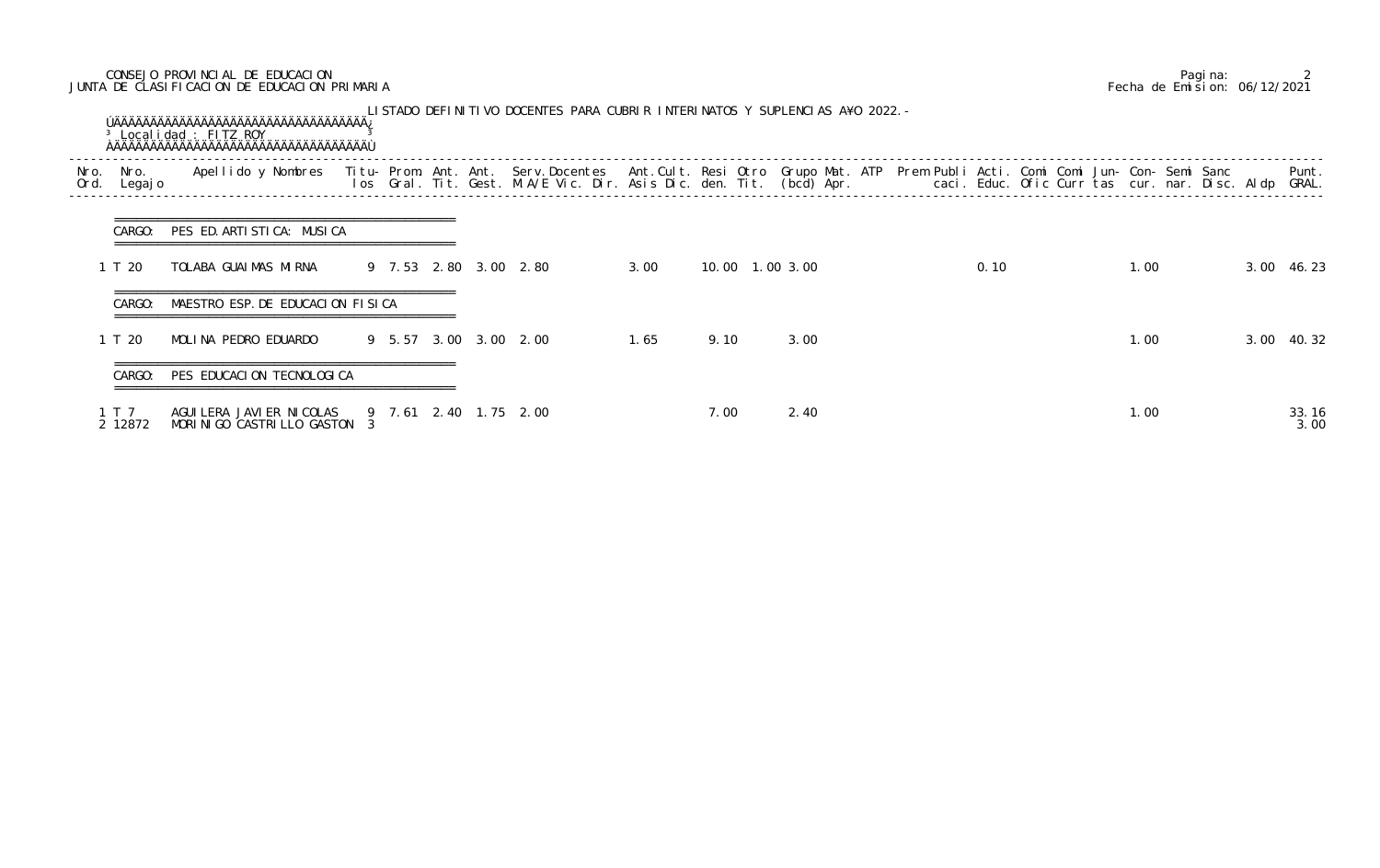CONSEJO PROVINCIAL DE EDUCACION
JUNTA DE CLASIFICACION DE EDUCACION PRIMARIA

Pagina: 2
Fecha de Emision: 06/12/2021

LISTADO DEFINITIVO DOCENTES PARA CUBRIR INTERINATOS Y SUPLENCIAS AÑO 2022.-

Localidad : FITZ ROY

| Nro. Ord. | Nro. Legajo | Apellido y Nombres | Titulos | Prom. Gral. | Ant. Tit. | Ant. Gest. | Serv.Docentes M.A/E Vic. Dir. | Ant.Cult. Asis Dic. | Resi den. | Otro Tit. | Grupo (bcd) | Mat. Apr. | ATP | Prem | Publi caci. | Acti. Educ. | Comi Ofic | Comi Curr | Jun- tas | Con- cur. | Semi nar. | Sanc Disc. | Aldp | Punt. GRAL. |
|---|---|---|---|---|---|---|---|---|---|---|---|---|---|---|---|---|---|---|---|---|---|---|---|---|
| **CARGO: PES ED. ARTISTICA: MUSICA** | | | | | | | | | | | | | | | | | | | | | | | | |
| 1 | T 20 | TOLABA GUAIMAS MIRNA | 9 | 7.53 | 2.80 | 3.00 | 2.80 | 3.00 | 10.00 | 1.00 | 3.00 | | | | | 0.10 | | | | 1.00 | | | 3.00 | 46.23 |
| **CARGO: MAESTRO ESP. DE EDUCACION FISICA** | | | | | | | | | | | | | | | | | | | | | | | | |
| 1 | T 20 | MOLINA PEDRO EDUARDO | 9 | 5.57 | 3.00 | 3.00 | 2.00 | 1.65 | 9.10 | | 3.00 | | | | | | | | | 1.00 | | | 3.00 | 40.32 |
| **CARGO: PES EDUCACION TECNOLOGICA** | | | | | | | | | | | | | | | | | | | | | | | | |
| 1 | T 7 | AGUILERA JAVIER NICOLAS | 9 | 7.61 | 2.40 | 1.75 | 2.00 | | 7.00 | | 2.40 | | | | | | | | | 1.00 | | | | 33.16 |
| 2 | 12872 | MORINIGO CASTRILLO GASTON | 3 | | | | | | | | | | | | | | | | | | | | | 3.00 |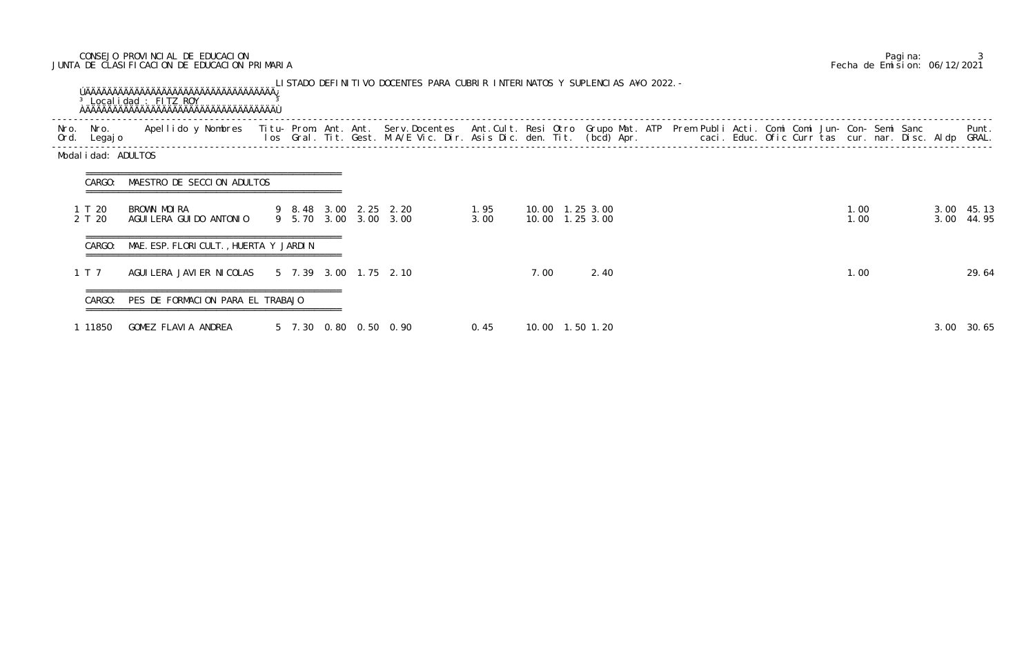CONSEJO PROVINCIAL DE EDUCACION
JUNTA DE CLASIFICACION DE EDUCACION PRIMARIA

Fecha de Emision: 06/12/2021

LISTADO DEFINITIVO DOCENTES PARA CUBRIR INTERINATOS Y SUPLENCIAS A¥O 2022.-

Localidad : FITZ ROY

Modalidad: ADULTOS

CARGO: MAESTRO DE SECCION ADULTOS

| Nro. Ord. | Nro. Legajo | Apellido y Nombres | Titulos | Prom. Gral. | Ant. Tit. | Ant. Gest. | Serv.Docentes M.A/E Vic. Dir. | Ant.Cult. Asis Dic. | Resi den. | Otro Tit. | Grupo (bcd) | Mat. Apr. | ATP | Prem | Publi caci. | Acti. Educ. | Comi Ofic | Comi Curr | Jun- tas | Con- cur. | Semi nar. | Sanc Disc. | Aldp | Punt. GRAL. |
|---|---|---|---|---|---|---|---|---|---|---|---|---|---|---|---|---|---|---|---|---|---|---|---|---|
| 1 | T 20 | BROWN MOIRA | 9 | 8.48 | 3.00 | 2.25 | 2.20 | 1.95 | 10.00 | 1.25 | 3.00 | | | | | | | | | 1.00 | | | 3.00 | 45.13 |
| 2 | T 20 | AGUILERA GUIDO ANTONIO | 9 | 5.70 | 3.00 | 3.00 | 3.00 | 3.00 | 10.00 | 1.25 | 3.00 | | | | | | | | | 1.00 | | | 3.00 | 44.95 |

CARGO: MAE.ESP.FLORICULT.,HUERTA Y JARDIN

| Nro. Ord. | Nro. Legajo | Apellido y Nombres | Titulos | Prom. Gral. | Ant. Tit. | Ant. Gest. | Serv.Docentes M.A/E Vic. Dir. | Ant.Cult. Asis Dic. | Resi den. | Otro Tit. | Grupo (bcd) | Mat. Apr. | ATP | Prem | Publi caci. | Acti. Educ. | Comi Ofic | Comi Curr | Jun- tas | Con- cur. | Semi nar. | Sanc Disc. | Aldp | Punt. GRAL. |
|---|---|---|---|---|---|---|---|---|---|---|---|---|---|---|---|---|---|---|---|---|---|---|---|---|
| 1 | T 7 | AGUILERA JAVIER NICOLAS | 5 | 7.39 | 3.00 | 1.75 | 2.10 | | 7.00 | | 2.40 | | | | | | | | | 1.00 | | | | 29.64 |

CARGO: PES DE FORMACION PARA EL TRABAJO

| Nro. Ord. | Nro. Legajo | Apellido y Nombres | Titulos | Prom. Gral. | Ant. Tit. | Ant. Gest. | Serv.Docentes M.A/E Vic. Dir. | Ant.Cult. Asis Dic. | Resi den. | Otro Tit. | Grupo (bcd) | Mat. Apr. | ATP | Prem | Publi caci. | Acti. Educ. | Comi Ofic | Comi Curr | Jun- tas | Con- cur. | Semi nar. | Sanc Disc. | Aldp | Punt. GRAL. |
|---|---|---|---|---|---|---|---|---|---|---|---|---|---|---|---|---|---|---|---|---|---|---|---|---|
| 1 | 11850 | GOMEZ FLAVIA ANDREA | 5 | 7.30 | 0.80 | 0.50 | 0.90 | 0.45 | 10.00 | 1.50 | 1.20 | | | | | | | | | | | | 3.00 | 30.65 |